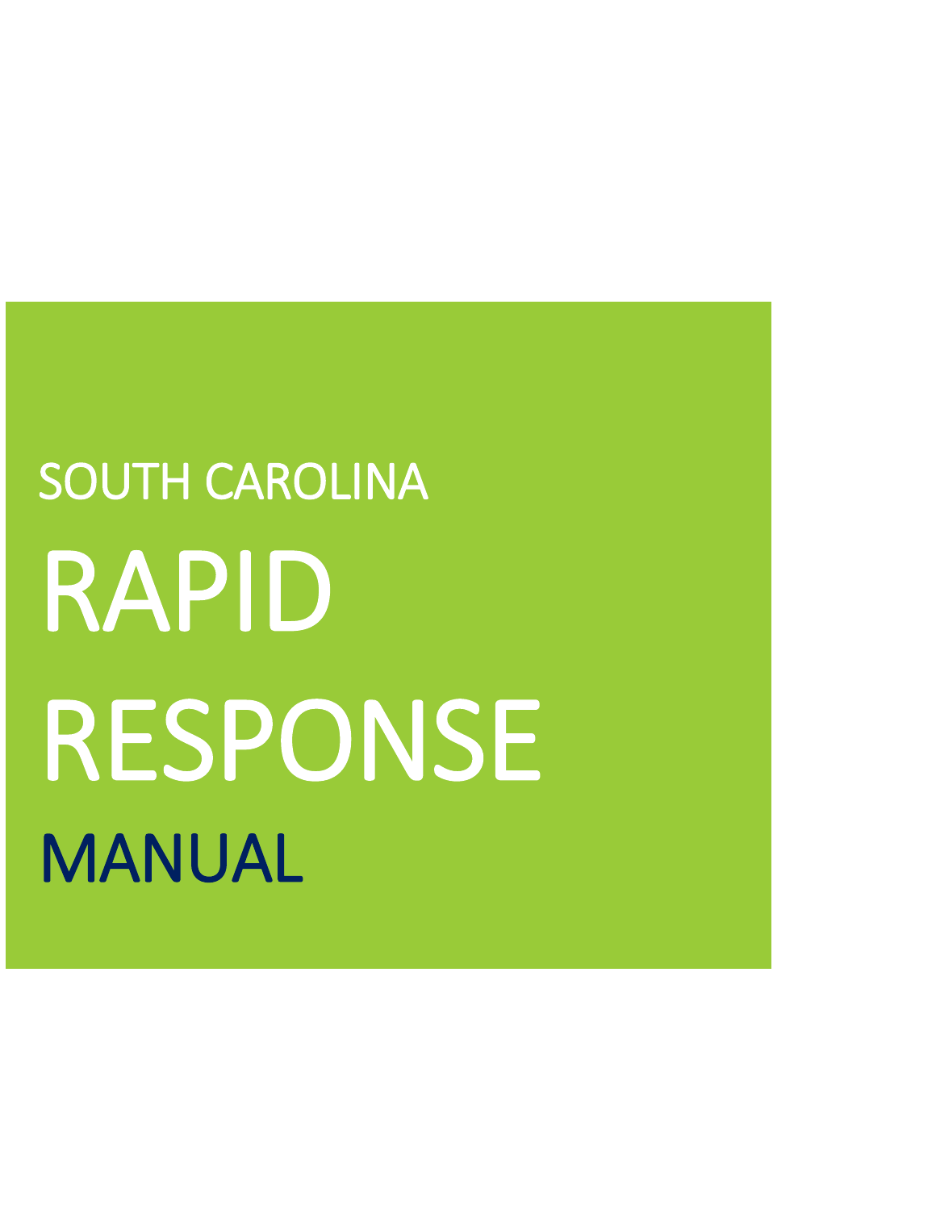SOUTH CAROLINA

# RAPID RESPONSE

MANUAL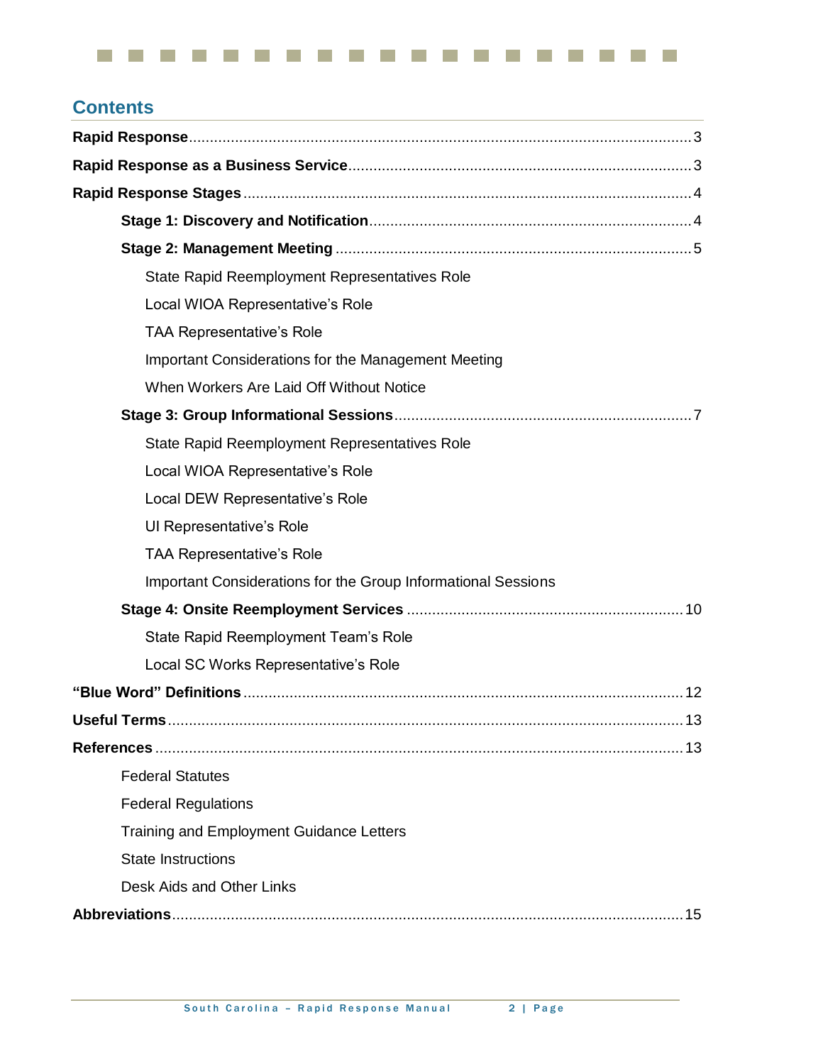## Contents

**Rapid Response** .......... 3

**Rapid Response as a Business Service** .......... 3

**Rapid Response Stages** .......... 4

- **Stage 1: Discovery and Notification** .......... 4
- **Stage 2: Management Meeting** .......... 5
  - State Rapid Reemployment Representatives Role
  - Local WIOA Representative's Role
  - TAA Representative's Role
  - Important Considerations for the Management Meeting
  - When Workers Are Laid Off Without Notice
- **Stage 3: Group Informational Sessions** .......... 7
  - State Rapid Reemployment Representatives Role
  - Local WIOA Representative's Role
  - Local DEW Representative's Role
  - UI Representative's Role
  - TAA Representative's Role
  - Important Considerations for the Group Informational Sessions
- **Stage 4: Onsite Reemployment Services** .......... 10
  - State Rapid Reemployment Team's Role
  - Local SC Works Representative's Role

**"Blue Word" Definitions** .......... 12

**Useful Terms** .......... 13

**References** .......... 13

- Federal Statutes
- Federal Regulations
- Training and Employment Guidance Letters
- State Instructions
- Desk Aids and Other Links

**Abbreviations** .......... 15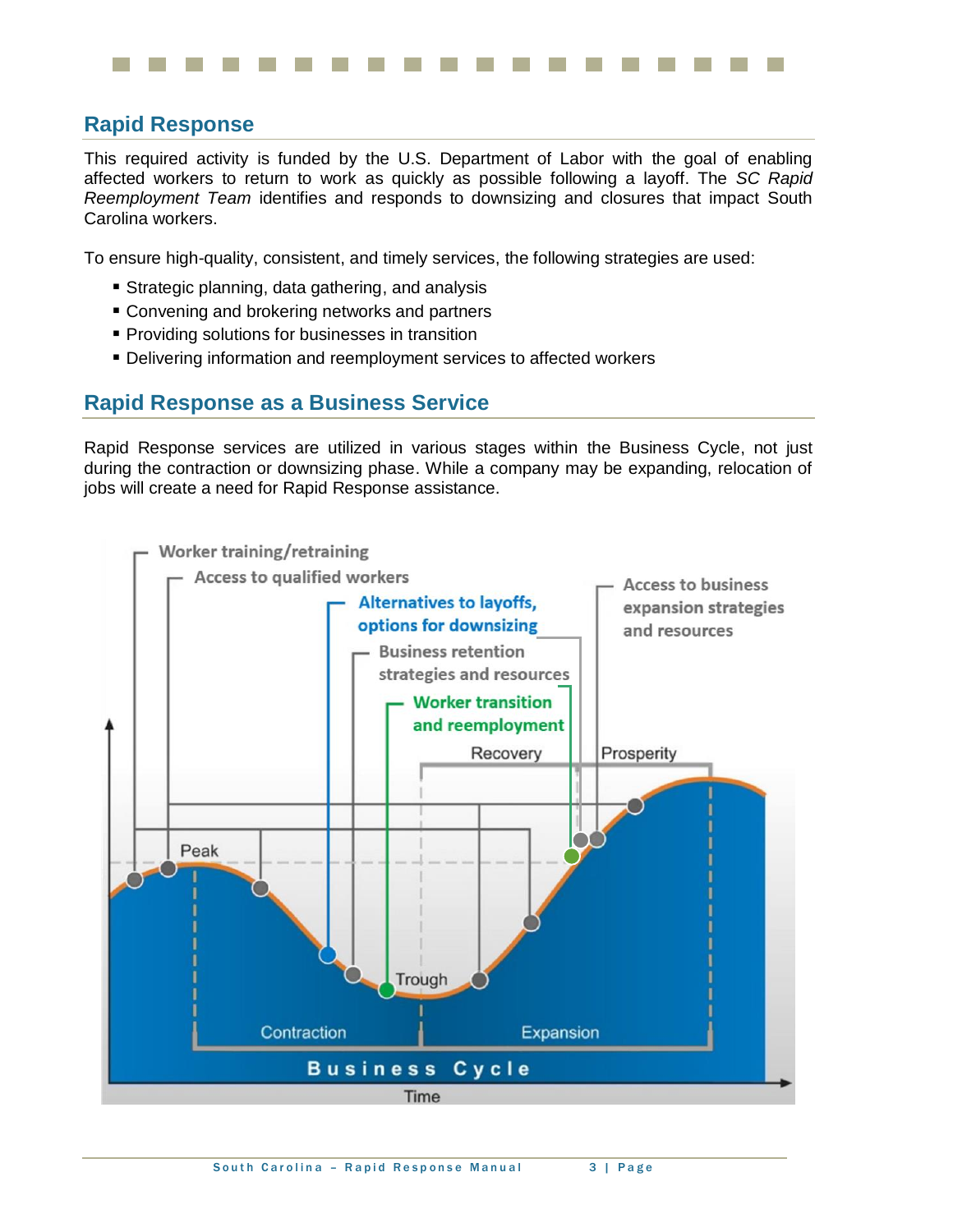## Rapid Response

This required activity is funded by the U.S. Department of Labor with the goal of enabling affected workers to return to work as quickly as possible following a layoff. The *SC Rapid Reemployment Team* identifies and responds to downsizing and closures that impact South Carolina workers.

To ensure high-quality, consistent, and timely services, the following strategies are used:

- Strategic planning, data gathering, and analysis
- Convening and brokering networks and partners
- Providing solutions for businesses in transition
- Delivering information and reemployment services to affected workers

## Rapid Response as a Business Service

Rapid Response services are utilized in various stages within the Business Cycle, not just during the contraction or downsizing phase. While a company may be expanding, relocation of jobs will create a need for Rapid Response assistance.

Worker training/retraining
Access to qualified workers
Alternatives to layoffs, options for downsizing
Business retention strategies and resources
Worker transition and reemployment
Access to business expansion strategies and resources
Recovery
Prosperity
Peak
Trough
Contraction
Expansion
Business Cycle
Time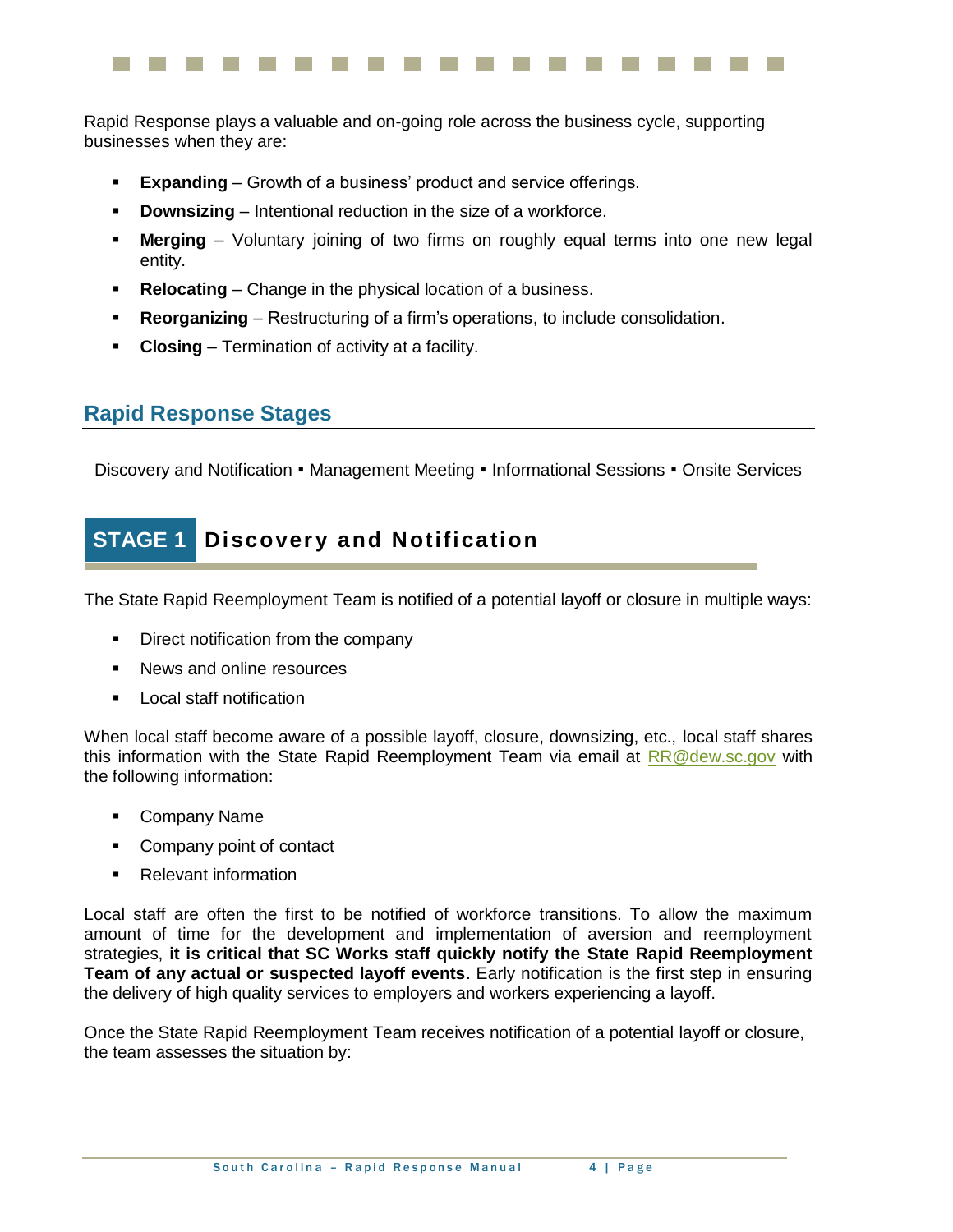Rapid Response plays a valuable and on-going role across the business cycle, supporting businesses when they are:

- **Expanding** – Growth of a business' product and service offerings.
- **Downsizing** – Intentional reduction in the size of a workforce.
- **Merging** – Voluntary joining of two firms on roughly equal terms into one new legal entity.
- **Relocating** – Change in the physical location of a business.
- **Reorganizing** – Restructuring of a firm's operations, to include consolidation.
- **Closing** – Termination of activity at a facility.

## Rapid Response Stages

Discovery and Notification ▪ Management Meeting ▪ Informational Sessions ▪ Onsite Services

## STAGE 1 Discovery and Notification

The State Rapid Reemployment Team is notified of a potential layoff or closure in multiple ways:

- Direct notification from the company
- News and online resources
- Local staff notification

When local staff become aware of a possible layoff, closure, downsizing, etc., local staff shares this information with the State Rapid Reemployment Team via email at RR@dew.sc.gov with the following information:

- Company Name
- Company point of contact
- Relevant information

Local staff are often the first to be notified of workforce transitions. To allow the maximum amount of time for the development and implementation of aversion and reemployment strategies, **it is critical that SC Works staff quickly notify the State Rapid Reemployment Team of any actual or suspected layoff events**. Early notification is the first step in ensuring the delivery of high quality services to employers and workers experiencing a layoff.

Once the State Rapid Reemployment Team receives notification of a potential layoff or closure, the team assesses the situation by: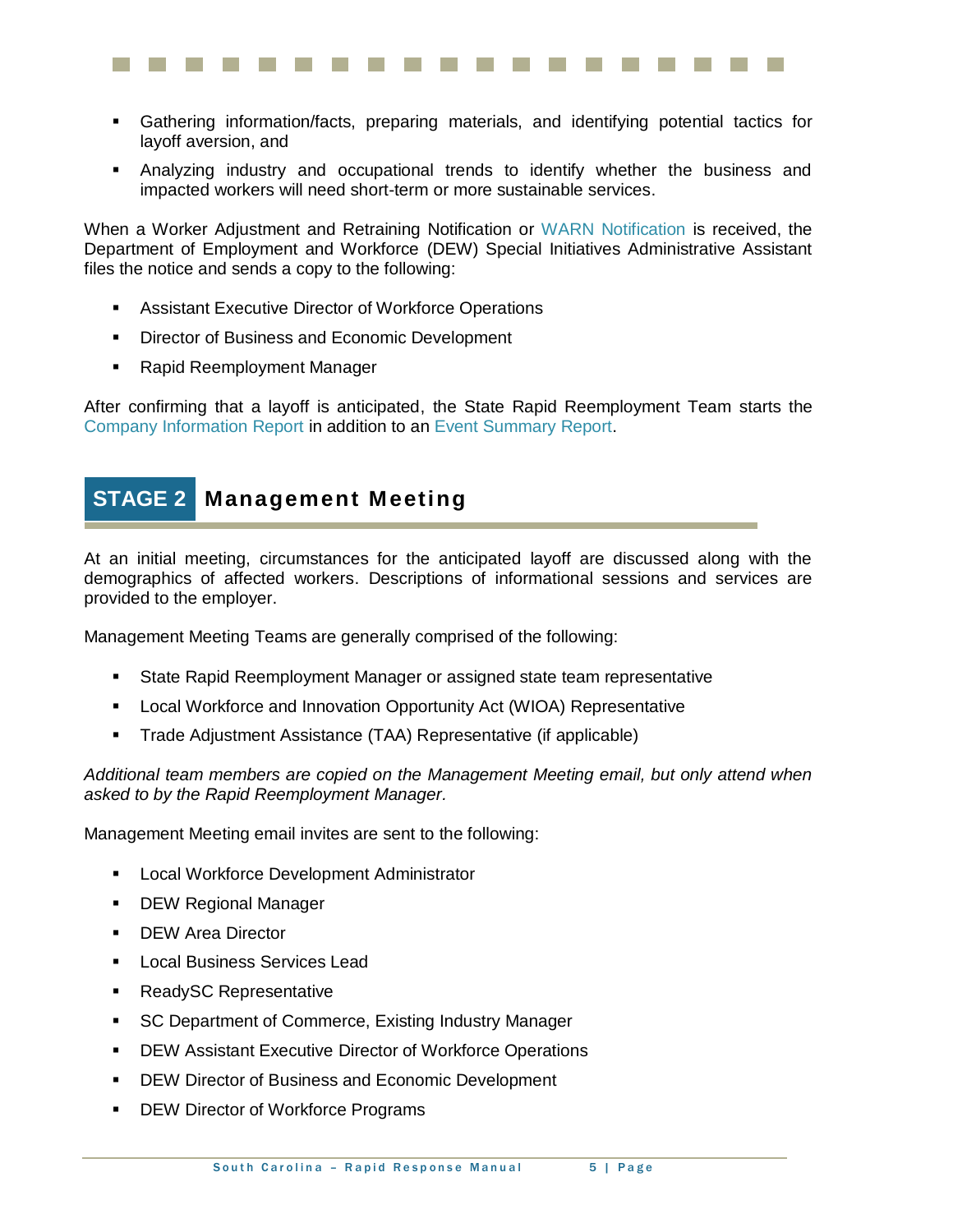- Gathering information/facts, preparing materials, and identifying potential tactics for layoff aversion, and
- Analyzing industry and occupational trends to identify whether the business and impacted workers will need short-term or more sustainable services.

When a Worker Adjustment and Retraining Notification or WARN Notification is received, the Department of Employment and Workforce (DEW) Special Initiatives Administrative Assistant files the notice and sends a copy to the following:

- Assistant Executive Director of Workforce Operations
- Director of Business and Economic Development
- Rapid Reemployment Manager

After confirming that a layoff is anticipated, the State Rapid Reemployment Team starts the Company Information Report in addition to an Event Summary Report.

## STAGE 2 Management Meeting

At an initial meeting, circumstances for the anticipated layoff are discussed along with the demographics of affected workers. Descriptions of informational sessions and services are provided to the employer.

Management Meeting Teams are generally comprised of the following:

- State Rapid Reemployment Manager or assigned state team representative
- Local Workforce and Innovation Opportunity Act (WIOA) Representative
- Trade Adjustment Assistance (TAA) Representative (if applicable)

*Additional team members are copied on the Management Meeting email, but only attend when asked to by the Rapid Reemployment Manager.*

Management Meeting email invites are sent to the following:

- Local Workforce Development Administrator
- DEW Regional Manager
- DEW Area Director
- Local Business Services Lead
- ReadySC Representative
- SC Department of Commerce, Existing Industry Manager
- DEW Assistant Executive Director of Workforce Operations
- DEW Director of Business and Economic Development
- DEW Director of Workforce Programs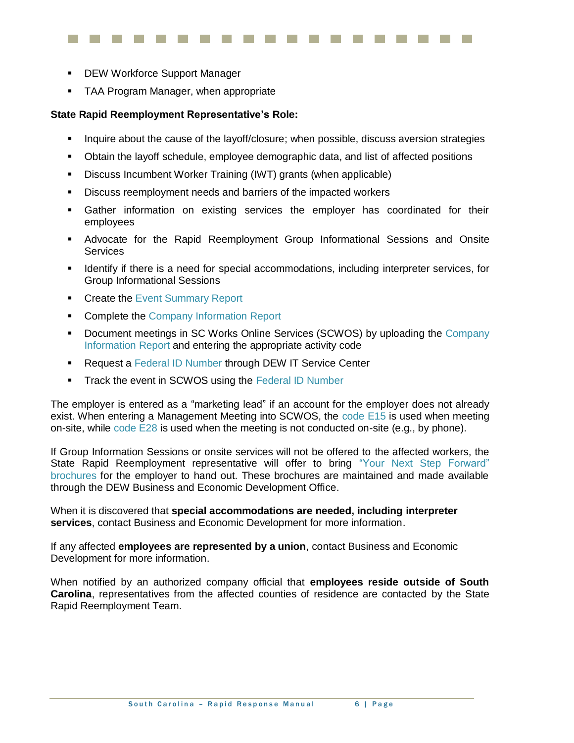- DEW Workforce Support Manager
- TAA Program Manager, when appropriate

**State Rapid Reemployment Representative's Role:**

- Inquire about the cause of the layoff/closure; when possible, discuss aversion strategies
- Obtain the layoff schedule, employee demographic data, and list of affected positions
- Discuss Incumbent Worker Training (IWT) grants (when applicable)
- Discuss reemployment needs and barriers of the impacted workers
- Gather information on existing services the employer has coordinated for their employees
- Advocate for the Rapid Reemployment Group Informational Sessions and Onsite Services
- Identify if there is a need for special accommodations, including interpreter services, for Group Informational Sessions
- Create the Event Summary Report
- Complete the Company Information Report
- Document meetings in SC Works Online Services (SCWOS) by uploading the Company Information Report and entering the appropriate activity code
- Request a Federal ID Number through DEW IT Service Center
- Track the event in SCWOS using the Federal ID Number

The employer is entered as a "marketing lead" if an account for the employer does not already exist. When entering a Management Meeting into SCWOS, the code E15 is used when meeting on-site, while code E28 is used when the meeting is not conducted on-site (e.g., by phone).

If Group Information Sessions or onsite services will not be offered to the affected workers, the State Rapid Reemployment representative will offer to bring "Your Next Step Forward" brochures for the employer to hand out. These brochures are maintained and made available through the DEW Business and Economic Development Office.

When it is discovered that **special accommodations are needed, including interpreter services**, contact Business and Economic Development for more information.

If any affected **employees are represented by a union**, contact Business and Economic Development for more information.

When notified by an authorized company official that **employees reside outside of South Carolina**, representatives from the affected counties of residence are contacted by the State Rapid Reemployment Team.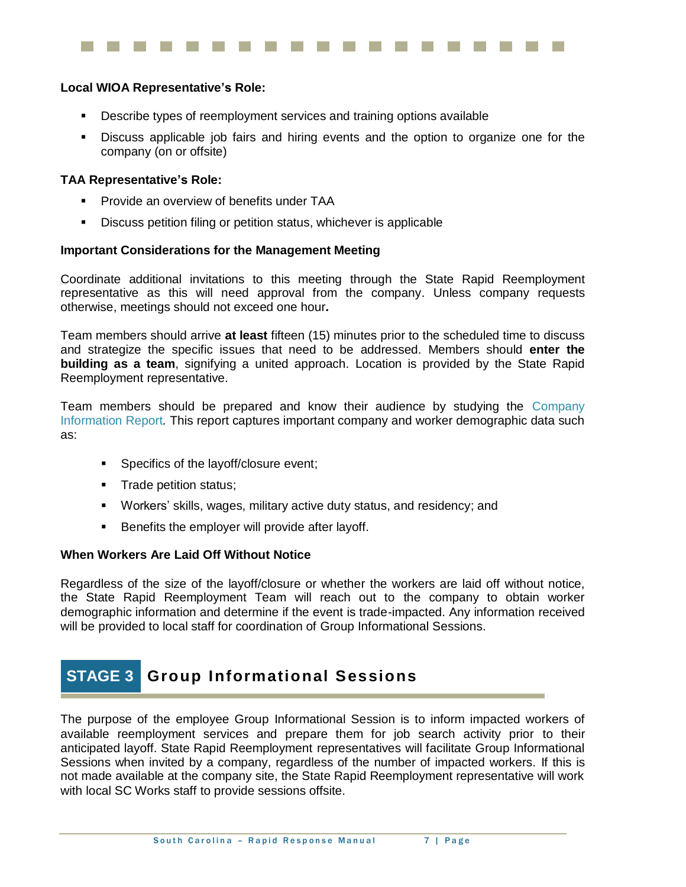**Local WIOA Representative's Role:**

- Describe types of reemployment services and training options available
- Discuss applicable job fairs and hiring events and the option to organize one for the company (on or offsite)

**TAA Representative's Role:**

- Provide an overview of benefits under TAA
- Discuss petition filing or petition status, whichever is applicable

**Important Considerations for the Management Meeting**

Coordinate additional invitations to this meeting through the State Rapid Reemployment representative as this will need approval from the company. Unless company requests otherwise, meetings should not exceed one hour***.***

Team members should arrive **at least** fifteen (15) minutes prior to the scheduled time to discuss and strategize the specific issues that need to be addressed. Members should **enter the building as a team**, signifying a united approach. Location is provided by the State Rapid Reemployment representative.

Team members should be prepared and know their audience by studying the Company Information Report*.* This report captures important company and worker demographic data such as:

- Specifics of the layoff/closure event;
- Trade petition status;
- Workers' skills, wages, military active duty status, and residency; and
- Benefits the employer will provide after layoff.

**When Workers Are Laid Off Without Notice**

Regardless of the size of the layoff/closure or whether the workers are laid off without notice, the State Rapid Reemployment Team will reach out to the company to obtain worker demographic information and determine if the event is trade-impacted. Any information received will be provided to local staff for coordination of Group Informational Sessions.

## STAGE 3 Group Informational Sessions

The purpose of the employee Group Informational Session is to inform impacted workers of available reemployment services and prepare them for job search activity prior to their anticipated layoff. State Rapid Reemployment representatives will facilitate Group Informational Sessions when invited by a company, regardless of the number of impacted workers. If this is not made available at the company site, the State Rapid Reemployment representative will work with local SC Works staff to provide sessions offsite.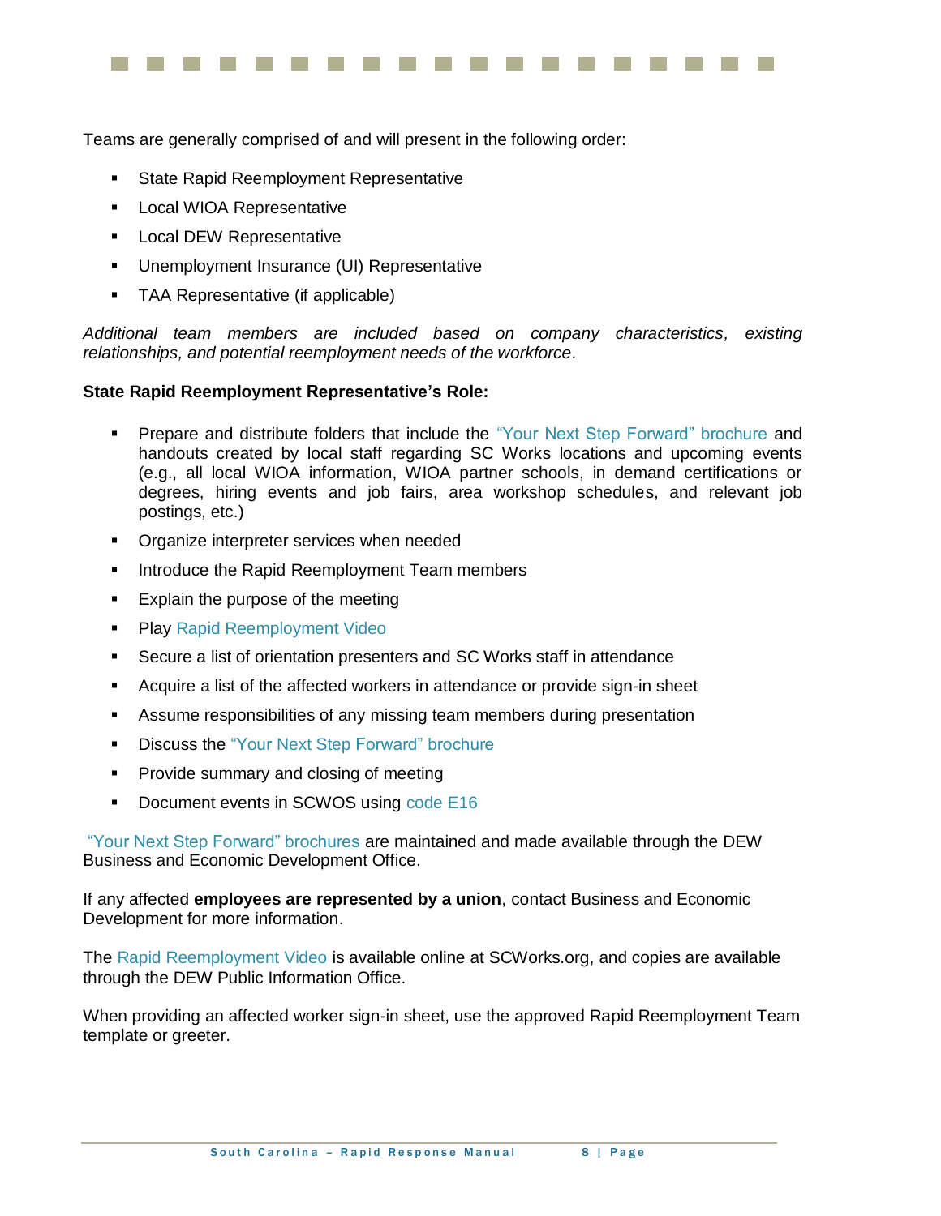Teams are generally comprised of and will present in the following order:

- State Rapid Reemployment Representative
- Local WIOA Representative
- Local DEW Representative
- Unemployment Insurance (UI) Representative
- TAA Representative (if applicable)

*Additional team members are included based on company characteristics, existing relationships, and potential reemployment needs of the workforce.*

**State Rapid Reemployment Representative's Role:**

- Prepare and distribute folders that include the "Your Next Step Forward" brochure and handouts created by local staff regarding SC Works locations and upcoming events (e.g., all local WIOA information, WIOA partner schools, in demand certifications or degrees, hiring events and job fairs, area workshop schedules, and relevant job postings, etc.)
- Organize interpreter services when needed
- Introduce the Rapid Reemployment Team members
- Explain the purpose of the meeting
- Play Rapid Reemployment Video
- Secure a list of orientation presenters and SC Works staff in attendance
- Acquire a list of the affected workers in attendance or provide sign-in sheet
- Assume responsibilities of any missing team members during presentation
- Discuss the "Your Next Step Forward" brochure
- Provide summary and closing of meeting
- Document events in SCWOS using code E16

"Your Next Step Forward" brochures are maintained and made available through the DEW Business and Economic Development Office.

If any affected **employees are represented by a union**, contact Business and Economic Development for more information.

The Rapid Reemployment Video is available online at SCWorks.org, and copies are available through the DEW Public Information Office.

When providing an affected worker sign-in sheet, use the approved Rapid Reemployment Team template or greeter.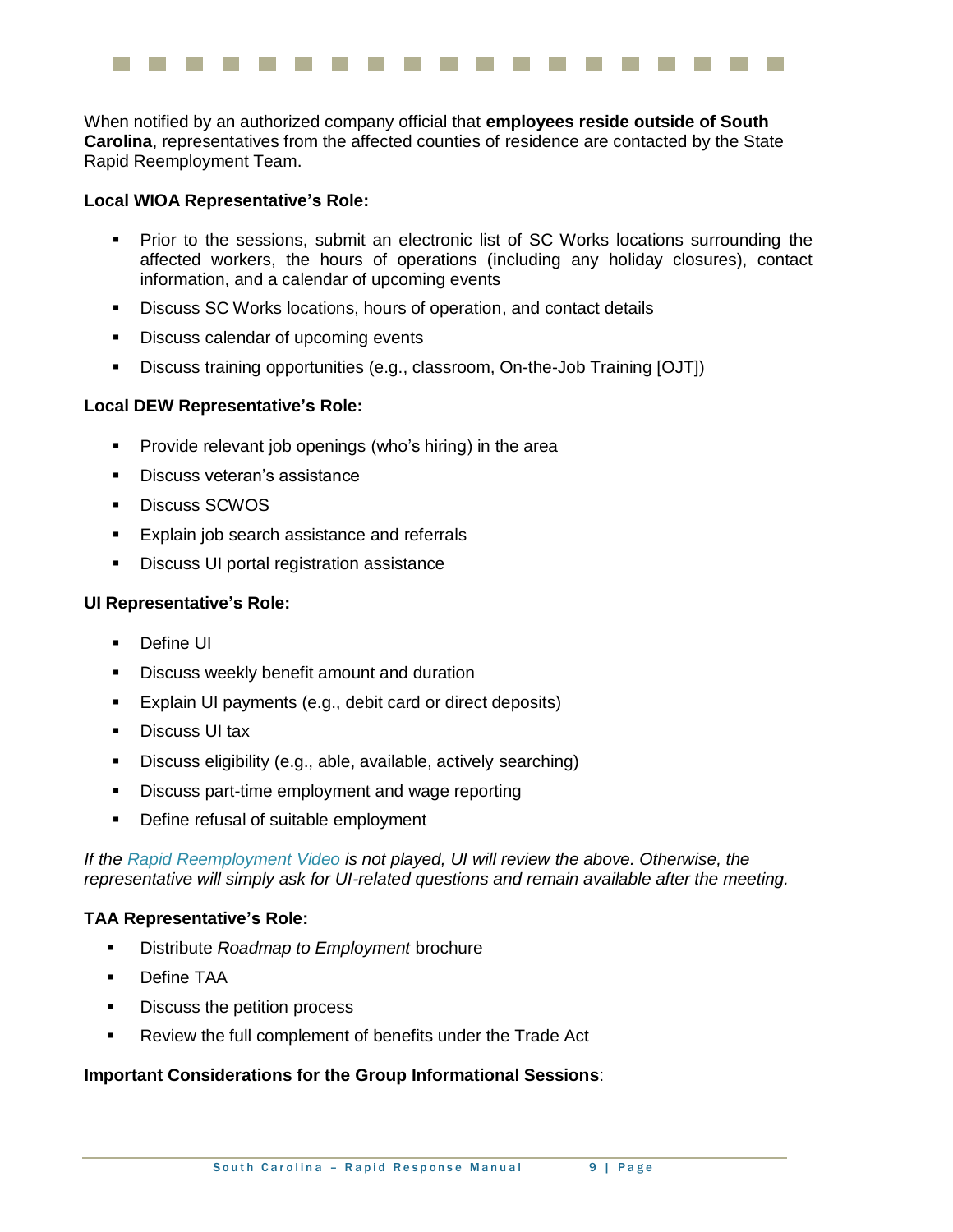When notified by an authorized company official that **employees reside outside of South Carolina**, representatives from the affected counties of residence are contacted by the State Rapid Reemployment Team.

**Local WIOA Representative's Role:**

- Prior to the sessions, submit an electronic list of SC Works locations surrounding the affected workers, the hours of operations (including any holiday closures), contact information, and a calendar of upcoming events
- Discuss SC Works locations, hours of operation, and contact details
- Discuss calendar of upcoming events
- Discuss training opportunities (e.g., classroom, On-the-Job Training [OJT])

**Local DEW Representative's Role:**

- Provide relevant job openings (who's hiring) in the area
- Discuss veteran's assistance
- Discuss SCWOS
- Explain job search assistance and referrals
- Discuss UI portal registration assistance

**UI Representative's Role:**

- Define UI
- Discuss weekly benefit amount and duration
- Explain UI payments (e.g., debit card or direct deposits)
- Discuss UI tax
- Discuss eligibility (e.g., able, available, actively searching)
- Discuss part-time employment and wage reporting
- Define refusal of suitable employment

*If the Rapid Reemployment Video is not played, UI will review the above. Otherwise, the representative will simply ask for UI-related questions and remain available after the meeting.*

**TAA Representative's Role:**

- Distribute *Roadmap to Employment* brochure
- Define TAA
- Discuss the petition process
- Review the full complement of benefits under the Trade Act

**Important Considerations for the Group Informational Sessions**: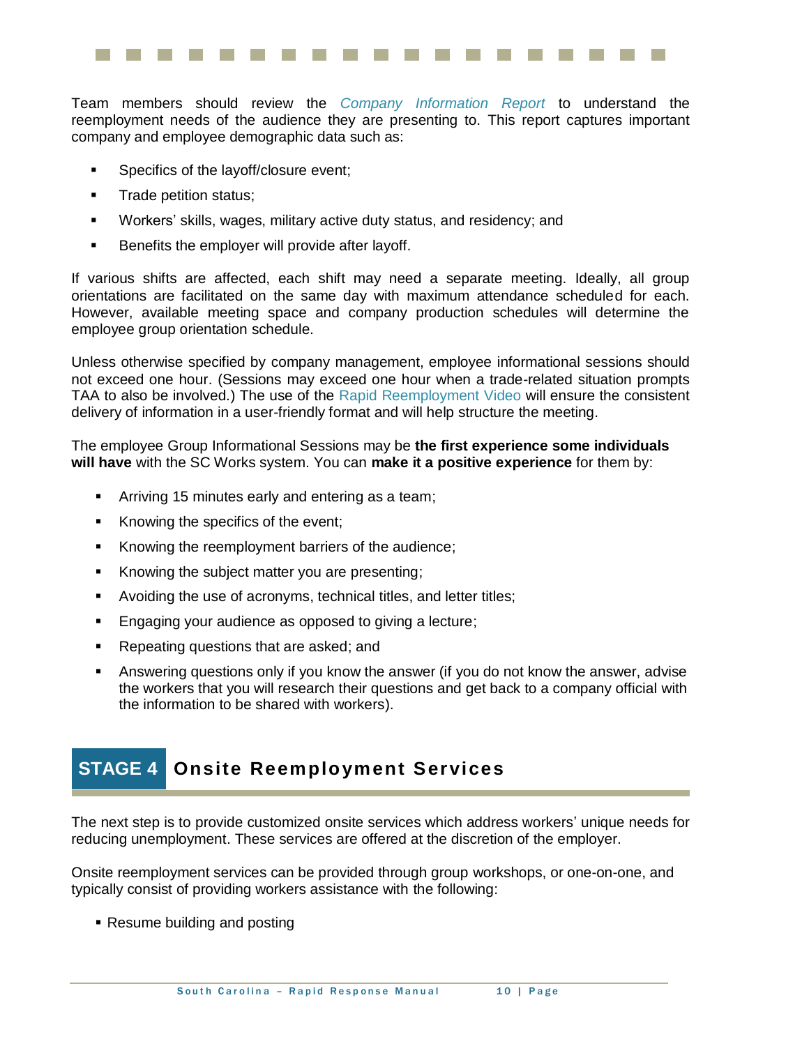Team members should review the *Company Information Report* to understand the reemployment needs of the audience they are presenting to. This report captures important company and employee demographic data such as:

- Specifics of the layoff/closure event;
- Trade petition status;
- Workers' skills, wages, military active duty status, and residency; and
- Benefits the employer will provide after layoff.

If various shifts are affected, each shift may need a separate meeting. Ideally, all group orientations are facilitated on the same day with maximum attendance scheduled for each. However, available meeting space and company production schedules will determine the employee group orientation schedule.

Unless otherwise specified by company management, employee informational sessions should not exceed one hour. (Sessions may exceed one hour when a trade-related situation prompts TAA to also be involved.) The use of the Rapid Reemployment Video will ensure the consistent delivery of information in a user-friendly format and will help structure the meeting.

The employee Group Informational Sessions may be **the first experience some individuals will have** with the SC Works system. You can **make it a positive experience** for them by:

- Arriving 15 minutes early and entering as a team;
- Knowing the specifics of the event;
- Knowing the reemployment barriers of the audience;
- Knowing the subject matter you are presenting;
- Avoiding the use of acronyms, technical titles, and letter titles;
- Engaging your audience as opposed to giving a lecture;
- Repeating questions that are asked; and
- Answering questions only if you know the answer (if you do not know the answer, advise the workers that you will research their questions and get back to a company official with the information to be shared with workers).

## STAGE 4 Onsite Reemployment Services

The next step is to provide customized onsite services which address workers' unique needs for reducing unemployment. These services are offered at the discretion of the employer.

Onsite reemployment services can be provided through group workshops, or one-on-one, and typically consist of providing workers assistance with the following:

- Resume building and posting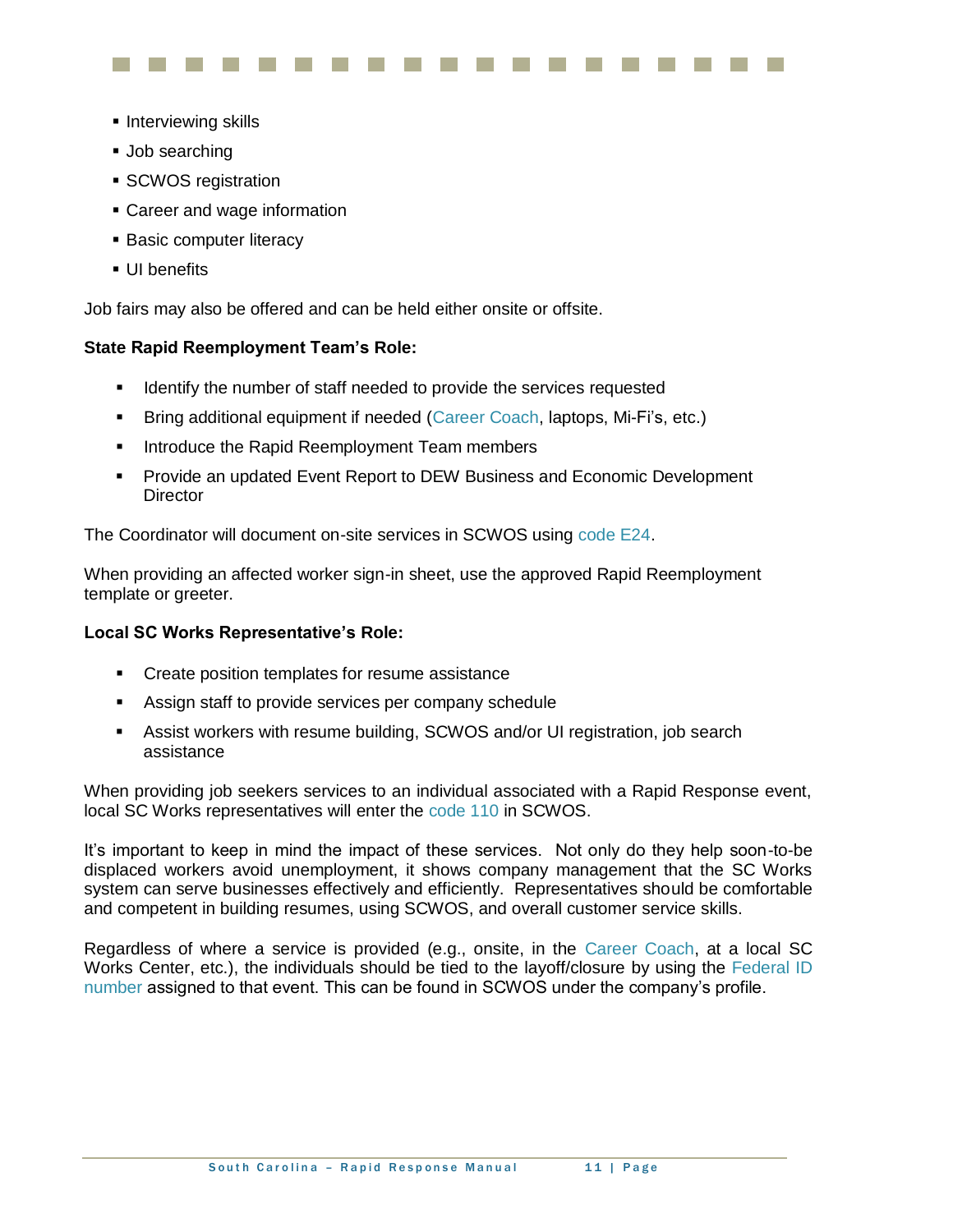- Interviewing skills
- Job searching
- SCWOS registration
- Career and wage information
- Basic computer literacy
- UI benefits

Job fairs may also be offered and can be held either onsite or offsite.

**State Rapid Reemployment Team's Role:**

- Identify the number of staff needed to provide the services requested
- Bring additional equipment if needed (Career Coach, laptops, Mi-Fi's, etc.)
- Introduce the Rapid Reemployment Team members
- Provide an updated Event Report to DEW Business and Economic Development Director

The Coordinator will document on-site services in SCWOS using code E24.

When providing an affected worker sign-in sheet, use the approved Rapid Reemployment template or greeter.

**Local SC Works Representative's Role:**

- Create position templates for resume assistance
- Assign staff to provide services per company schedule
- Assist workers with resume building, SCWOS and/or UI registration, job search assistance

When providing job seekers services to an individual associated with a Rapid Response event, local SC Works representatives will enter the code 110 in SCWOS.

It's important to keep in mind the impact of these services. Not only do they help soon-to-be displaced workers avoid unemployment, it shows company management that the SC Works system can serve businesses effectively and efficiently. Representatives should be comfortable and competent in building resumes, using SCWOS, and overall customer service skills.

Regardless of where a service is provided (e.g., onsite, in the Career Coach, at a local SC Works Center, etc.), the individuals should be tied to the layoff/closure by using the Federal ID number assigned to that event. This can be found in SCWOS under the company's profile.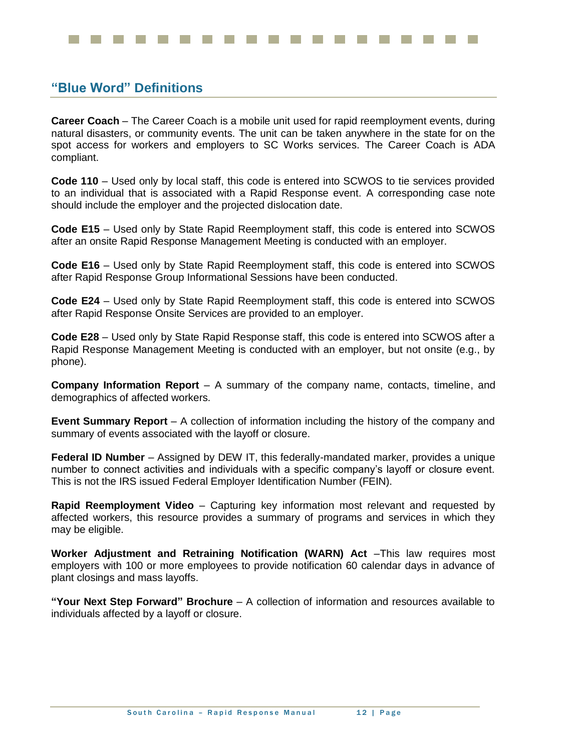## "Blue Word" Definitions

**Career Coach** – The Career Coach is a mobile unit used for rapid reemployment events, during natural disasters, or community events. The unit can be taken anywhere in the state for on the spot access for workers and employers to SC Works services. The Career Coach is ADA compliant.

**Code 110** – Used only by local staff, this code is entered into SCWOS to tie services provided to an individual that is associated with a Rapid Response event. A corresponding case note should include the employer and the projected dislocation date.

**Code E15** – Used only by State Rapid Reemployment staff, this code is entered into SCWOS after an onsite Rapid Response Management Meeting is conducted with an employer.

**Code E16** – Used only by State Rapid Reemployment staff, this code is entered into SCWOS after Rapid Response Group Informational Sessions have been conducted.

**Code E24** – Used only by State Rapid Reemployment staff, this code is entered into SCWOS after Rapid Response Onsite Services are provided to an employer.

**Code E28** – Used only by State Rapid Response staff, this code is entered into SCWOS after a Rapid Response Management Meeting is conducted with an employer, but not onsite (e.g., by phone).

**Company Information Report** – A summary of the company name, contacts, timeline, and demographics of affected workers.

**Event Summary Report** – A collection of information including the history of the company and summary of events associated with the layoff or closure.

**Federal ID Number** – Assigned by DEW IT, this federally-mandated marker, provides a unique number to connect activities and individuals with a specific company's layoff or closure event. This is not the IRS issued Federal Employer Identification Number (FEIN).

**Rapid Reemployment Video** – Capturing key information most relevant and requested by affected workers, this resource provides a summary of programs and services in which they may be eligible.

**Worker Adjustment and Retraining Notification (WARN) Act** –This law requires most employers with 100 or more employees to provide notification 60 calendar days in advance of plant closings and mass layoffs.

**"Your Next Step Forward" Brochure** – A collection of information and resources available to individuals affected by a layoff or closure.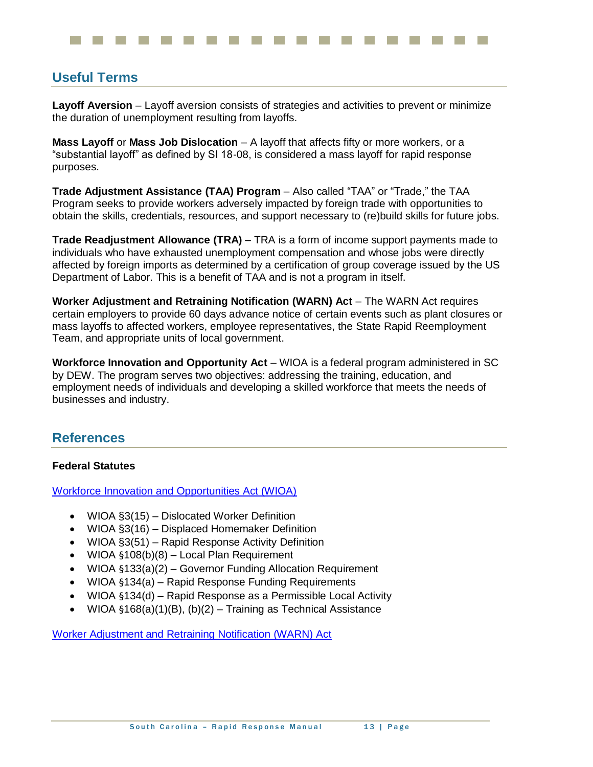## Useful Terms

**Layoff Aversion** – Layoff aversion consists of strategies and activities to prevent or minimize the duration of unemployment resulting from layoffs.

**Mass Layoff** or **Mass Job Dislocation** – A layoff that affects fifty or more workers, or a "substantial layoff" as defined by SI 18-08, is considered a mass layoff for rapid response purposes.

**Trade Adjustment Assistance (TAA) Program** – Also called "TAA" or "Trade," the TAA Program seeks to provide workers adversely impacted by foreign trade with opportunities to obtain the skills, credentials, resources, and support necessary to (re)build skills for future jobs.

**Trade Readjustment Allowance (TRA)** – TRA is a form of income support payments made to individuals who have exhausted unemployment compensation and whose jobs were directly affected by foreign imports as determined by a certification of group coverage issued by the US Department of Labor. This is a benefit of TAA and is not a program in itself.

**Worker Adjustment and Retraining Notification (WARN) Act** – The WARN Act requires certain employers to provide 60 days advance notice of certain events such as plant closures or mass layoffs to affected workers, employee representatives, the State Rapid Reemployment Team, and appropriate units of local government.

**Workforce Innovation and Opportunity Act** – WIOA is a federal program administered in SC by DEW. The program serves two objectives: addressing the training, education, and employment needs of individuals and developing a skilled workforce that meets the needs of businesses and industry.

## References

**Federal Statutes**

Workforce Innovation and Opportunities Act (WIOA)

- WIOA §3(15) – Dislocated Worker Definition
- WIOA §3(16) – Displaced Homemaker Definition
- WIOA §3(51) – Rapid Response Activity Definition
- WIOA §108(b)(8) – Local Plan Requirement
- WIOA §133(a)(2) – Governor Funding Allocation Requirement
- WIOA §134(a) – Rapid Response Funding Requirements
- WIOA §134(d) – Rapid Response as a Permissible Local Activity
- WIOA §168(a)(1)(B), (b)(2) – Training as Technical Assistance

Worker Adjustment and Retraining Notification (WARN) Act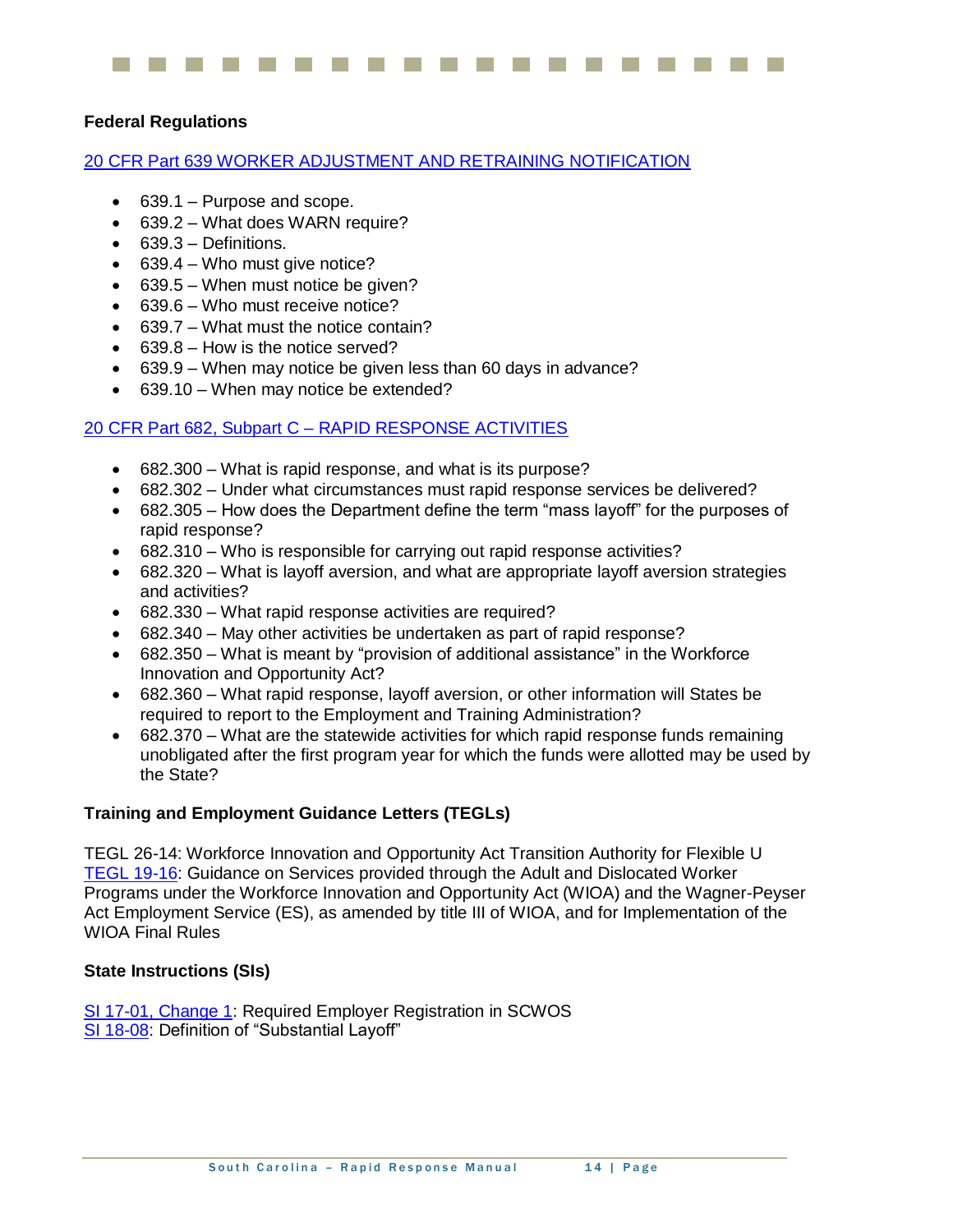### Federal Regulations

[20 CFR Part 639 WORKER ADJUSTMENT AND RETRAINING NOTIFICATION]

- 639.1 – Purpose and scope.
- 639.2 – What does WARN require?
- 639.3 – Definitions.
- 639.4 – Who must give notice?
- 639.5 – When must notice be given?
- 639.6 – Who must receive notice?
- 639.7 – What must the notice contain?
- 639.8 – How is the notice served?
- 639.9 – When may notice be given less than 60 days in advance?
- 639.10 – When may notice be extended?

[20 CFR Part 682, Subpart C – RAPID RESPONSE ACTIVITIES]

- 682.300 – What is rapid response, and what is its purpose?
- 682.302 – Under what circumstances must rapid response services be delivered?
- 682.305 – How does the Department define the term "mass layoff" for the purposes of rapid response?
- 682.310 – Who is responsible for carrying out rapid response activities?
- 682.320 – What is layoff aversion, and what are appropriate layoff aversion strategies and activities?
- 682.330 – What rapid response activities are required?
- 682.340 – May other activities be undertaken as part of rapid response?
- 682.350 – What is meant by "provision of additional assistance" in the Workforce Innovation and Opportunity Act?
- 682.360 – What rapid response, layoff aversion, or other information will States be required to report to the Employment and Training Administration?
- 682.370 – What are the statewide activities for which rapid response funds remaining unobligated after the first program year for which the funds were allotted may be used by the State?

### Training and Employment Guidance Letters (TEGLs)

TEGL 26-14: Workforce Innovation and Opportunity Act Transition Authority for Flexible U
[TEGL 19-16]: Guidance on Services provided through the Adult and Dislocated Worker Programs under the Workforce Innovation and Opportunity Act (WIOA) and the Wagner-Peyser Act Employment Service (ES), as amended by title III of WIOA, and for Implementation of the WIOA Final Rules

### State Instructions (SIs)

[SI 17-01, Change 1]: Required Employer Registration in SCWOS
[SI 18-08]: Definition of "Substantial Layoff"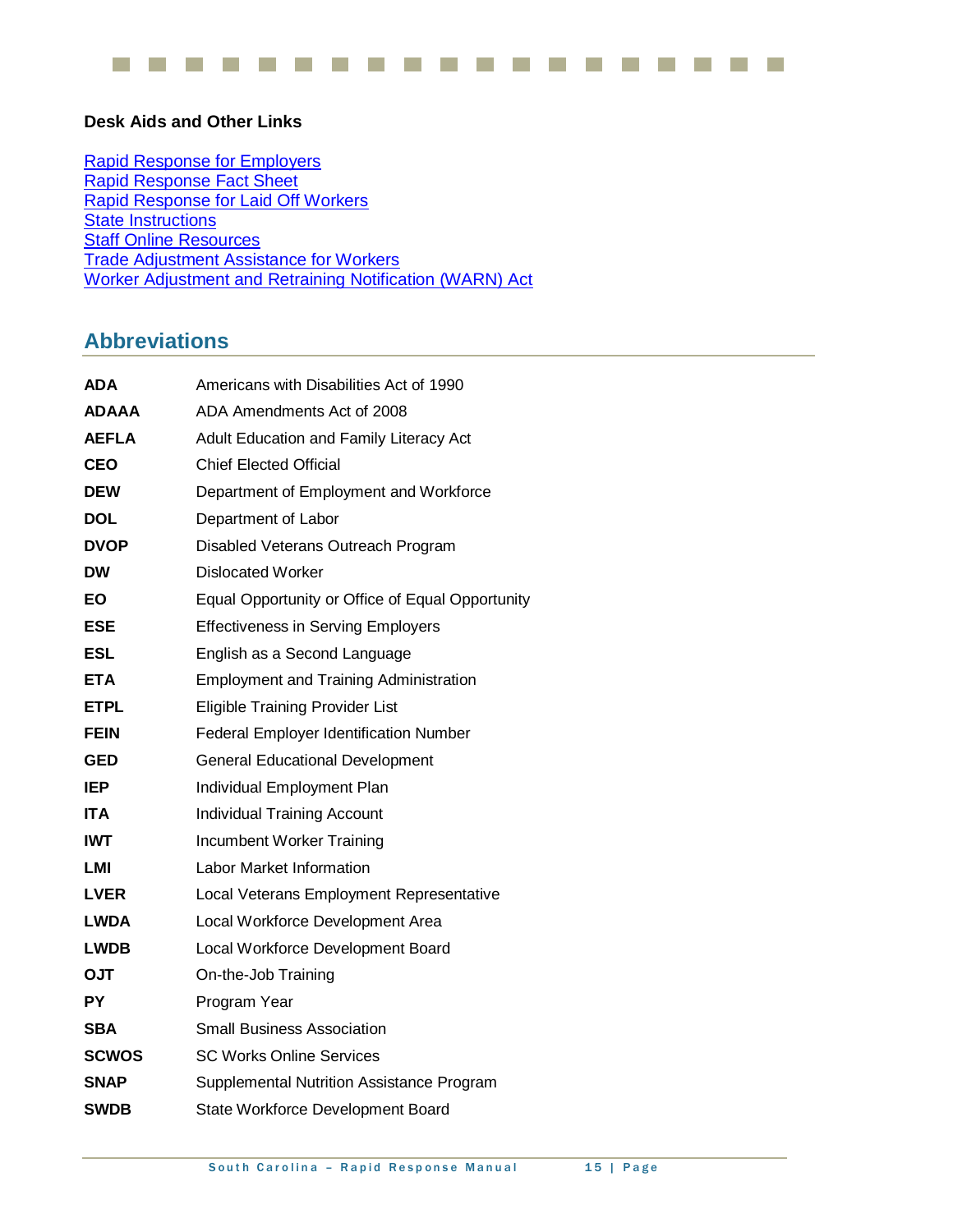**Desk Aids and Other Links**

[Rapid Response for Employers]()
[Rapid Response Fact Sheet]()
[Rapid Response for Laid Off Workers]()
[State Instructions]()
[Staff Online Resources]()
[Trade Adjustment Assistance for Workers]()
[Worker Adjustment and Retraining Notification (WARN) Act]()

## Abbreviations

| | |
|---|---|
| **ADA** | Americans with Disabilities Act of 1990 |
| **ADAAA** | ADA Amendments Act of 2008 |
| **AEFLA** | Adult Education and Family Literacy Act |
| **CEO** | Chief Elected Official |
| **DEW** | Department of Employment and Workforce |
| **DOL** | Department of Labor |
| **DVOP** | Disabled Veterans Outreach Program |
| **DW** | Dislocated Worker |
| **EO** | Equal Opportunity or Office of Equal Opportunity |
| **ESE** | Effectiveness in Serving Employers |
| **ESL** | English as a Second Language |
| **ETA** | Employment and Training Administration |
| **ETPL** | Eligible Training Provider List |
| **FEIN** | Federal Employer Identification Number |
| **GED** | General Educational Development |
| **IEP** | Individual Employment Plan |
| **ITA** | Individual Training Account |
| **IWT** | Incumbent Worker Training |
| **LMI** | Labor Market Information |
| **LVER** | Local Veterans Employment Representative |
| **LWDA** | Local Workforce Development Area |
| **LWDB** | Local Workforce Development Board |
| **OJT** | On-the-Job Training |
| **PY** | Program Year |
| **SBA** | Small Business Association |
| **SCWOS** | SC Works Online Services |
| **SNAP** | Supplemental Nutrition Assistance Program |
| **SWDB** | State Workforce Development Board |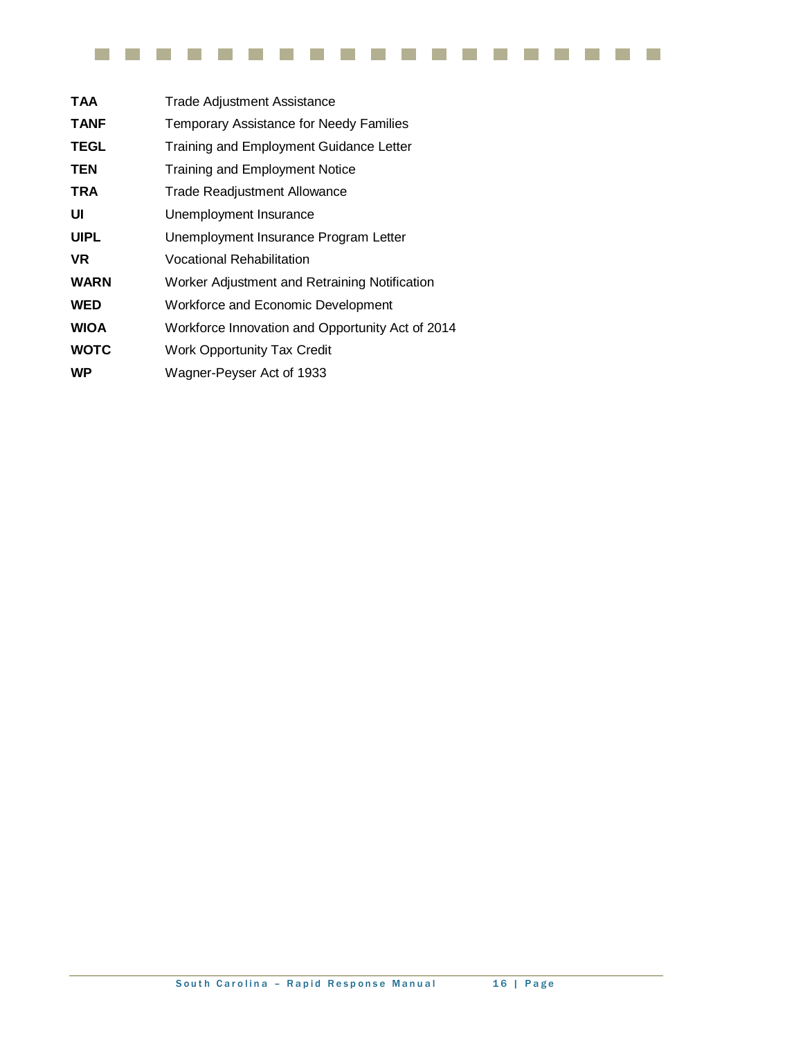| | |
|---|---|
| **TAA** | Trade Adjustment Assistance |
| **TANF** | Temporary Assistance for Needy Families |
| **TEGL** | Training and Employment Guidance Letter |
| **TEN** | Training and Employment Notice |
| **TRA** | Trade Readjustment Allowance |
| **UI** | Unemployment Insurance |
| **UIPL** | Unemployment Insurance Program Letter |
| **VR** | Vocational Rehabilitation |
| **WARN** | Worker Adjustment and Retraining Notification |
| **WED** | Workforce and Economic Development |
| **WIOA** | Workforce Innovation and Opportunity Act of 2014 |
| **WOTC** | Work Opportunity Tax Credit |
| **WP** | Wagner-Peyser Act of 1933 |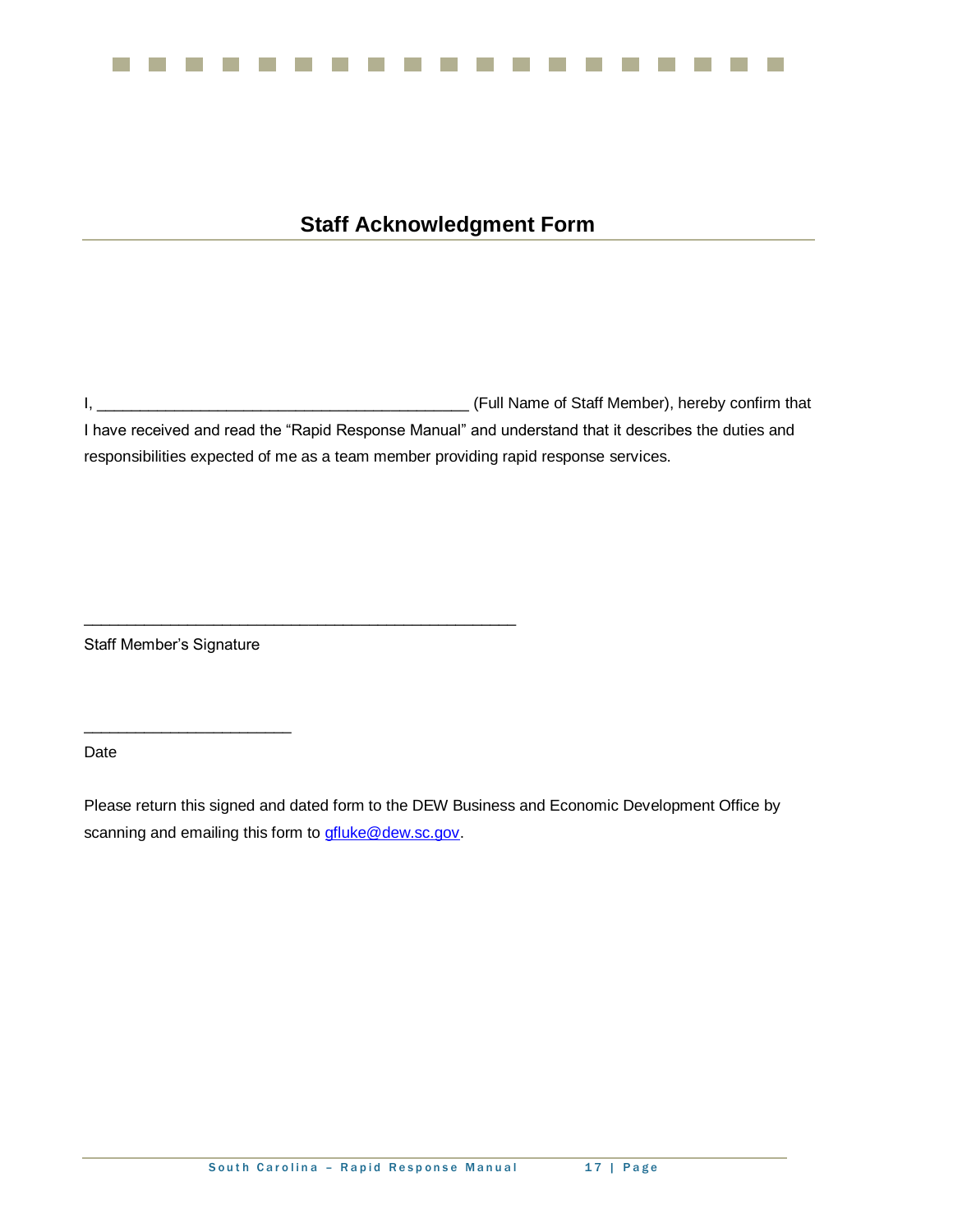## Staff Acknowledgment Form

I, ___________________________________________ (Full Name of Staff Member), hereby confirm that I have received and read the "Rapid Response Manual" and understand that it describes the duties and responsibilities expected of me as a team member providing rapid response services.

__________________________________________________

Staff Member's Signature

________________________

Date

Please return this signed and dated form to the DEW Business and Economic Development Office by scanning and emailing this form to gfluke@dew.sc.gov.